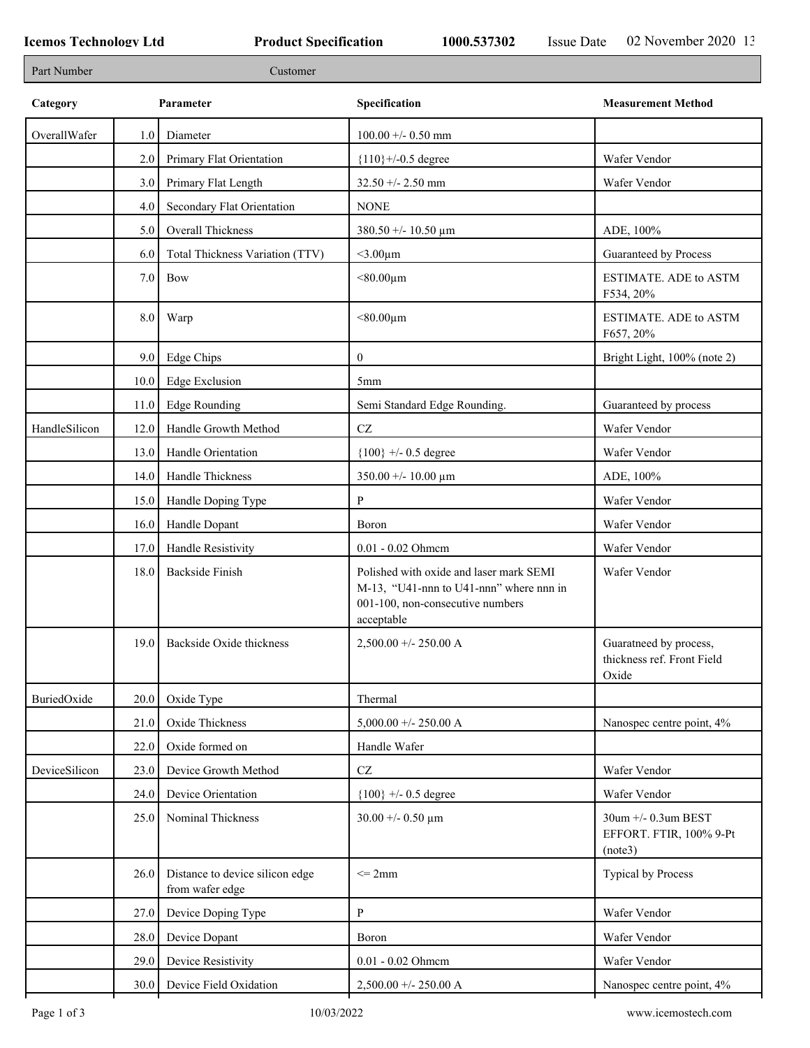Icemos Technology Ltd | Product Specification | 1000.537302 | Issue Date 02 November 2020 13

| Part Number | Customer |
|---|---|

| Category | | Parameter | Specification | Measurement Method |
|---|---|---|---|---|
| OverallWafer | 1.0 | Diameter | 100.00 +/- 0.50 mm | |
| | 2.0 | Primary Flat Orientation | {110}+/-0.5 degree | Wafer Vendor |
| | 3.0 | Primary Flat Length | 32.50 +/- 2.50 mm | Wafer Vendor |
| | 4.0 | Secondary Flat Orientation | NONE | |
| | 5.0 | Overall Thickness | 380.50 +/- 10.50 µm | ADE, 100% |
| | 6.0 | Total Thickness Variation (TTV) | <3.00µm | Guaranteed by Process |
| | 7.0 | Bow | <80.00µm | ESTIMATE. ADE to ASTM F534, 20% |
| | 8.0 | Warp | <80.00µm | ESTIMATE. ADE to ASTM F657, 20% |
| | 9.0 | Edge Chips | 0 | Bright Light, 100% (note 2) |
| | 10.0 | Edge Exclusion | 5mm | |
| | 11.0 | Edge Rounding | Semi Standard Edge Rounding. | Guaranteed by process |
| HandleSilicon | 12.0 | Handle Growth Method | CZ | Wafer Vendor |
| | 13.0 | Handle Orientation | {100} +/- 0.5 degree | Wafer Vendor |
| | 14.0 | Handle Thickness | 350.00 +/- 10.00 µm | ADE, 100% |
| | 15.0 | Handle Doping Type | P | Wafer Vendor |
| | 16.0 | Handle Dopant | Boron | Wafer Vendor |
| | 17.0 | Handle Resistivity | 0.01 - 0.02 Ohmcm | Wafer Vendor |
| | 18.0 | Backside Finish | Polished with oxide and laser mark SEMI M-13, "U41-nnn to U41-nnn" where nnn in 001-100, non-consecutive numbers acceptable | Wafer Vendor |
| | 19.0 | Backside Oxide thickness | 2,500.00 +/- 250.00 A | Guaratneed by process, thickness ref. Front Field Oxide |
| BuriedOxide | 20.0 | Oxide Type | Thermal | |
| | 21.0 | Oxide Thickness | 5,000.00 +/- 250.00 A | Nanospec centre point, 4% |
| | 22.0 | Oxide formed on | Handle Wafer | |
| DeviceSilicon | 23.0 | Device Growth Method | CZ | Wafer Vendor |
| | 24.0 | Device Orientation | {100} +/- 0.5 degree | Wafer Vendor |
| | 25.0 | Nominal Thickness | 30.00 +/- 0.50 µm | 30um +/- 0.3um BEST EFFORT. FTIR, 100% 9-Pt (note3) |
| | 26.0 | Distance to device silicon edge from wafer edge | <= 2mm | Typical by Process |
| | 27.0 | Device Doping Type | P | Wafer Vendor |
| | 28.0 | Device Dopant | Boron | Wafer Vendor |
| | 29.0 | Device Resistivity | 0.01 - 0.02 Ohmcm | Wafer Vendor |
| | 30.0 | Device Field Oxidation | 2,500.00 +/- 250.00 A | Nanospec centre point, 4% |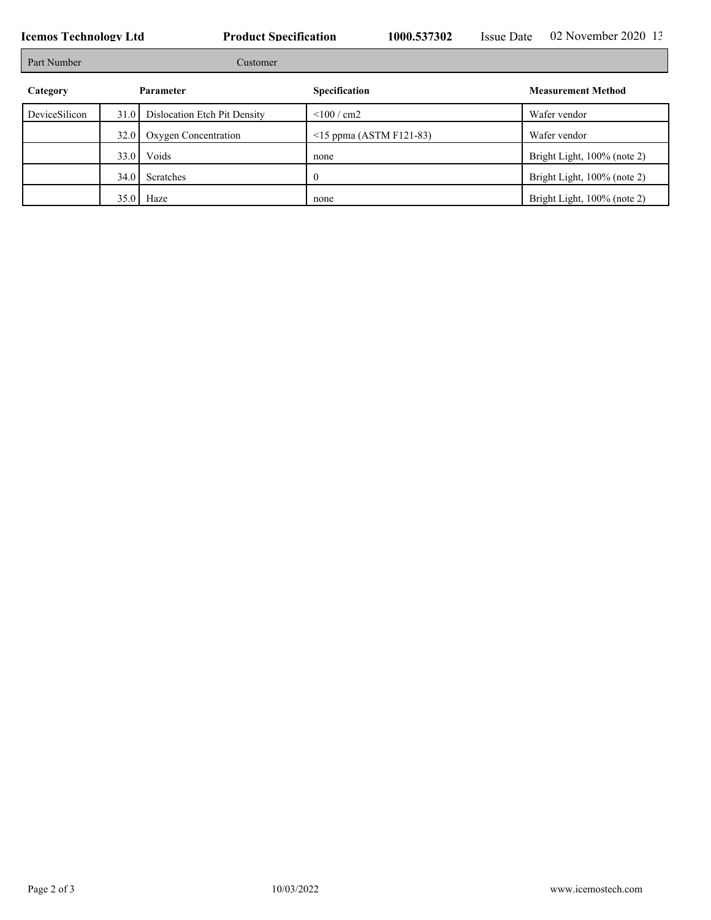| Part Number | | Customer | |
|---|---|---|---|

| Category | | Parameter | Specification | Measurement Method |
|---|---|---|---|---|
| DeviceSilicon | 31.0 | Dislocation Etch Pit Density | <100 / cm2 | Wafer vendor |
| | 32.0 | Oxygen Concentration | <15 ppma (ASTM F121-83) | Wafer vendor |
| | 33.0 | Voids | none | Bright Light, 100% (note 2) |
| | 34.0 | Scratches | 0 | Bright Light, 100% (note 2) |
| | 35.0 | Haze | none | Bright Light, 100% (note 2) |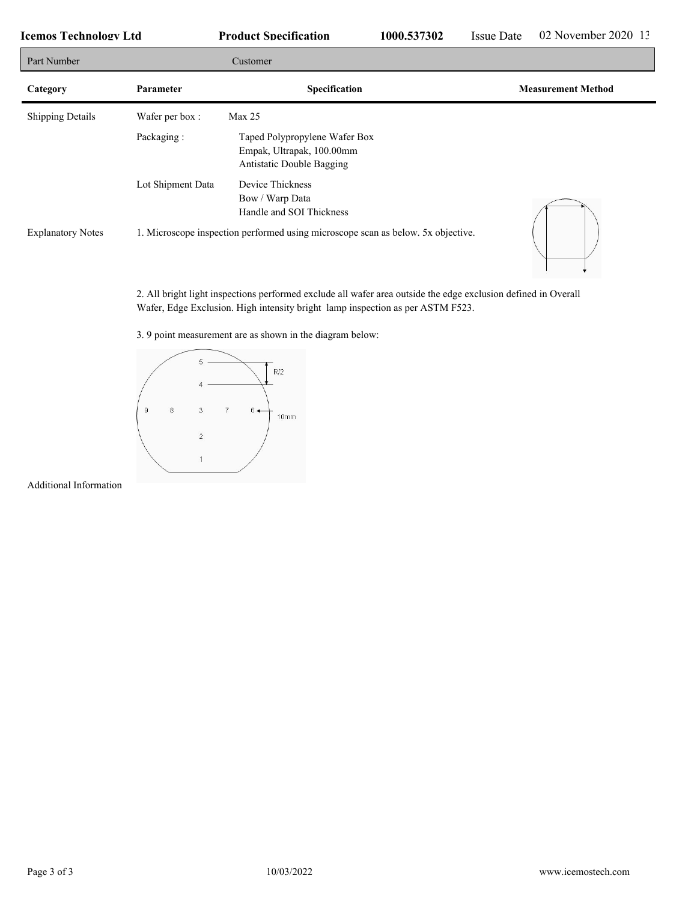| Category | Parameter | Specification | Measurement Method |
|---|---|---|---|
| Shipping Details | Wafer per box : | Max 25 | |
| | Packaging : | Taped Polypropylene Wafer Box<br>Empak, Ultrapak, 100.00mm<br>Antistatic Double Bagging | |
| | Lot Shipment Data | Device Thickness<br>Bow / Warp Data<br>Handle and SOI Thickness | |
| Explanatory Notes | 1. Microscope inspection performed using microscope scan as below. 5x objective. | | |

2. All bright light inspections performed exclude all wafer area outside the edge exclusion defined in Overall Wafer, Edge Exclusion. High intensity bright lamp inspection as per ASTM F523.

3. 9 point measurement are as shown in the diagram below:

5
4
R/2
9 8 3 7 6
10mm
2
1

Additional Information